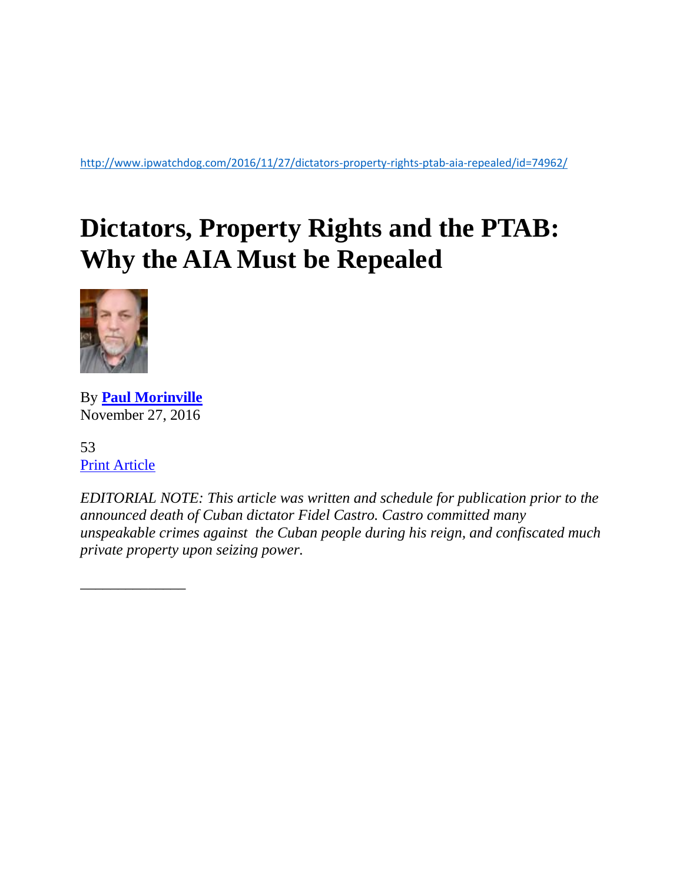http://www.ipwatchdog.com/2016/11/27/dictators-property-rights-ptab-aia-repealed/id=74962/

# Dictators, Property Rights and the PTAB: Why the AIA Must be Repealed

By **Paul Morinville**
November 27, 2016

53
Print Article

*EDITORIAL NOTE: This article was written and schedule for publication prior to the announced death of Cuban dictator Fidel Castro. Castro committed many unspeakable crimes against the Cuban people during his reign, and confiscated much private property upon seizing power.*

______________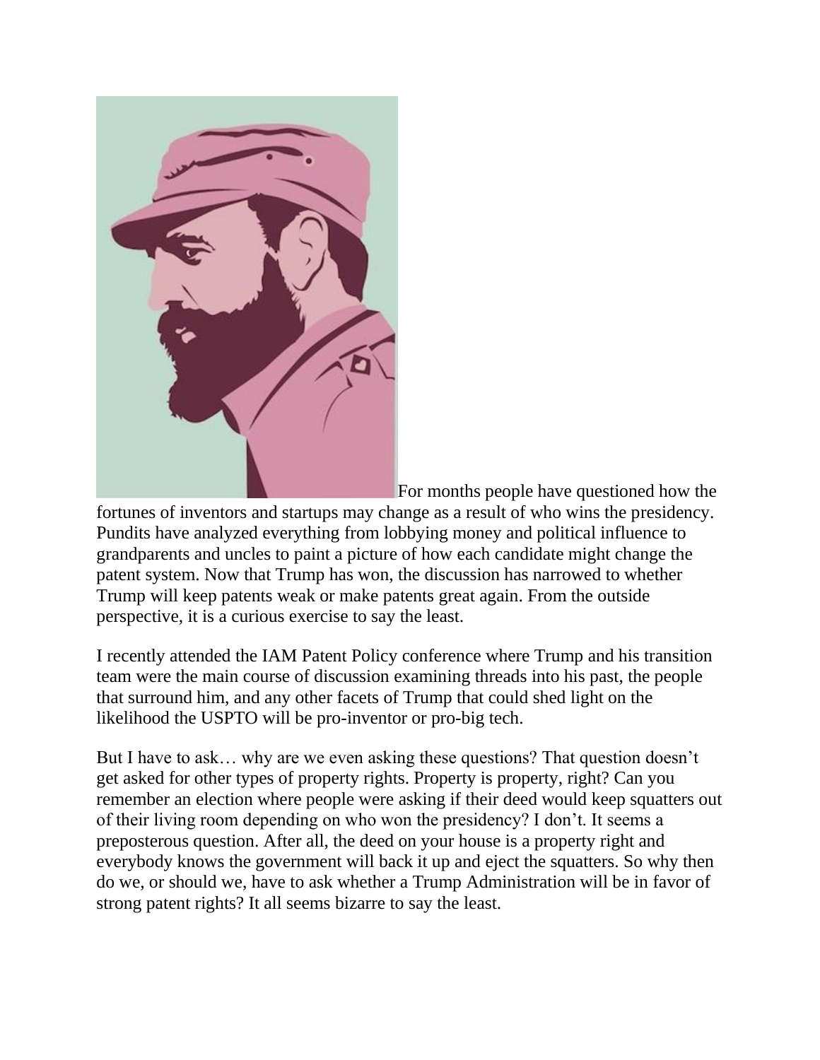For months people have questioned how the fortunes of inventors and startups may change as a result of who wins the presidency. Pundits have analyzed everything from lobbying money and political influence to grandparents and uncles to paint a picture of how each candidate might change the patent system. Now that Trump has won, the discussion has narrowed to whether Trump will keep patents weak or make patents great again. From the outside perspective, it is a curious exercise to say the least.

I recently attended the IAM Patent Policy conference where Trump and his transition team were the main course of discussion examining threads into his past, the people that surround him, and any other facets of Trump that could shed light on the likelihood the USPTO will be pro-inventor or pro-big tech.

But I have to ask… why are we even asking these questions? That question doesn't get asked for other types of property rights. Property is property, right? Can you remember an election where people were asking if their deed would keep squatters out of their living room depending on who won the presidency? I don't. It seems a preposterous question. After all, the deed on your house is a property right and everybody knows the government will back it up and eject the squatters. So why then do we, or should we, have to ask whether a Trump Administration will be in favor of strong patent rights? It all seems bizarre to say the least.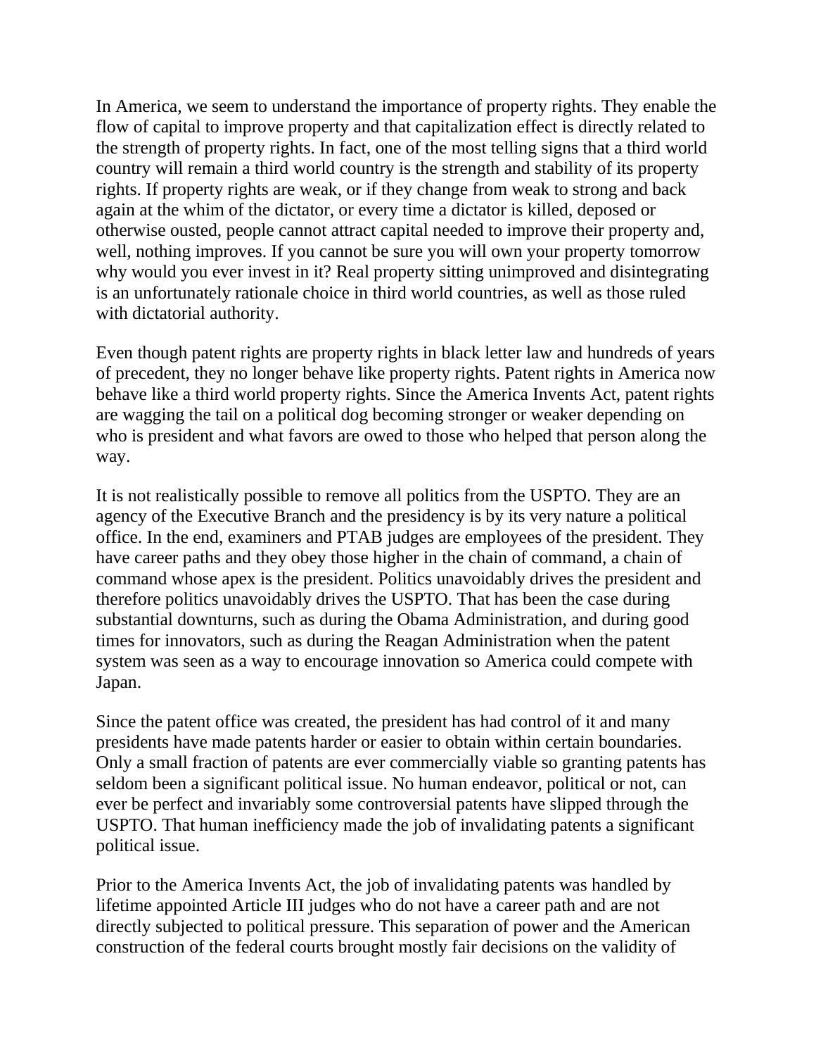In America, we seem to understand the importance of property rights. They enable the flow of capital to improve property and that capitalization effect is directly related to the strength of property rights. In fact, one of the most telling signs that a third world country will remain a third world country is the strength and stability of its property rights. If property rights are weak, or if they change from weak to strong and back again at the whim of the dictator, or every time a dictator is killed, deposed or otherwise ousted, people cannot attract capital needed to improve their property and, well, nothing improves. If you cannot be sure you will own your property tomorrow why would you ever invest in it? Real property sitting unimproved and disintegrating is an unfortunately rationale choice in third world countries, as well as those ruled with dictatorial authority.

Even though patent rights are property rights in black letter law and hundreds of years of precedent, they no longer behave like property rights. Patent rights in America now behave like a third world property rights. Since the America Invents Act, patent rights are wagging the tail on a political dog becoming stronger or weaker depending on who is president and what favors are owed to those who helped that person along the way.

It is not realistically possible to remove all politics from the USPTO. They are an agency of the Executive Branch and the presidency is by its very nature a political office. In the end, examiners and PTAB judges are employees of the president. They have career paths and they obey those higher in the chain of command, a chain of command whose apex is the president. Politics unavoidably drives the president and therefore politics unavoidably drives the USPTO. That has been the case during substantial downturns, such as during the Obama Administration, and during good times for innovators, such as during the Reagan Administration when the patent system was seen as a way to encourage innovation so America could compete with Japan.

Since the patent office was created, the president has had control of it and many presidents have made patents harder or easier to obtain within certain boundaries. Only a small fraction of patents are ever commercially viable so granting patents has seldom been a significant political issue. No human endeavor, political or not, can ever be perfect and invariably some controversial patents have slipped through the USPTO. That human inefficiency made the job of invalidating patents a significant political issue.

Prior to the America Invents Act, the job of invalidating patents was handled by lifetime appointed Article III judges who do not have a career path and are not directly subjected to political pressure. This separation of power and the American construction of the federal courts brought mostly fair decisions on the validity of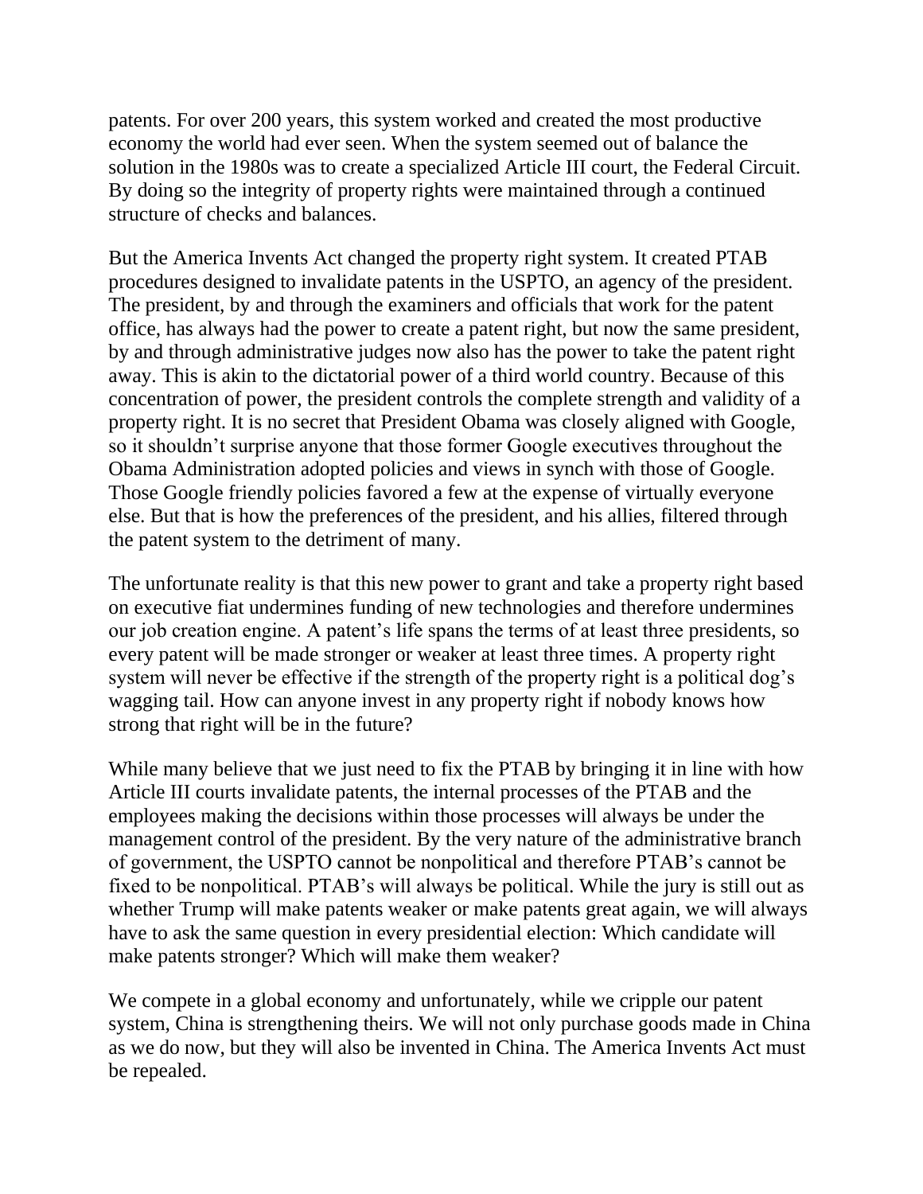patents. For over 200 years, this system worked and created the most productive economy the world had ever seen. When the system seemed out of balance the solution in the 1980s was to create a specialized Article III court, the Federal Circuit. By doing so the integrity of property rights were maintained through a continued structure of checks and balances.

But the America Invents Act changed the property right system. It created PTAB procedures designed to invalidate patents in the USPTO, an agency of the president. The president, by and through the examiners and officials that work for the patent office, has always had the power to create a patent right, but now the same president, by and through administrative judges now also has the power to take the patent right away. This is akin to the dictatorial power of a third world country. Because of this concentration of power, the president controls the complete strength and validity of a property right. It is no secret that President Obama was closely aligned with Google, so it shouldn't surprise anyone that those former Google executives throughout the Obama Administration adopted policies and views in synch with those of Google. Those Google friendly policies favored a few at the expense of virtually everyone else. But that is how the preferences of the president, and his allies, filtered through the patent system to the detriment of many.

The unfortunate reality is that this new power to grant and take a property right based on executive fiat undermines funding of new technologies and therefore undermines our job creation engine. A patent's life spans the terms of at least three presidents, so every patent will be made stronger or weaker at least three times. A property right system will never be effective if the strength of the property right is a political dog's wagging tail. How can anyone invest in any property right if nobody knows how strong that right will be in the future?

While many believe that we just need to fix the PTAB by bringing it in line with how Article III courts invalidate patents, the internal processes of the PTAB and the employees making the decisions within those processes will always be under the management control of the president. By the very nature of the administrative branch of government, the USPTO cannot be nonpolitical and therefore PTAB's cannot be fixed to be nonpolitical. PTAB's will always be political. While the jury is still out as whether Trump will make patents weaker or make patents great again, we will always have to ask the same question in every presidential election: Which candidate will make patents stronger? Which will make them weaker?

We compete in a global economy and unfortunately, while we cripple our patent system, China is strengthening theirs. We will not only purchase goods made in China as we do now, but they will also be invented in China. The America Invents Act must be repealed.